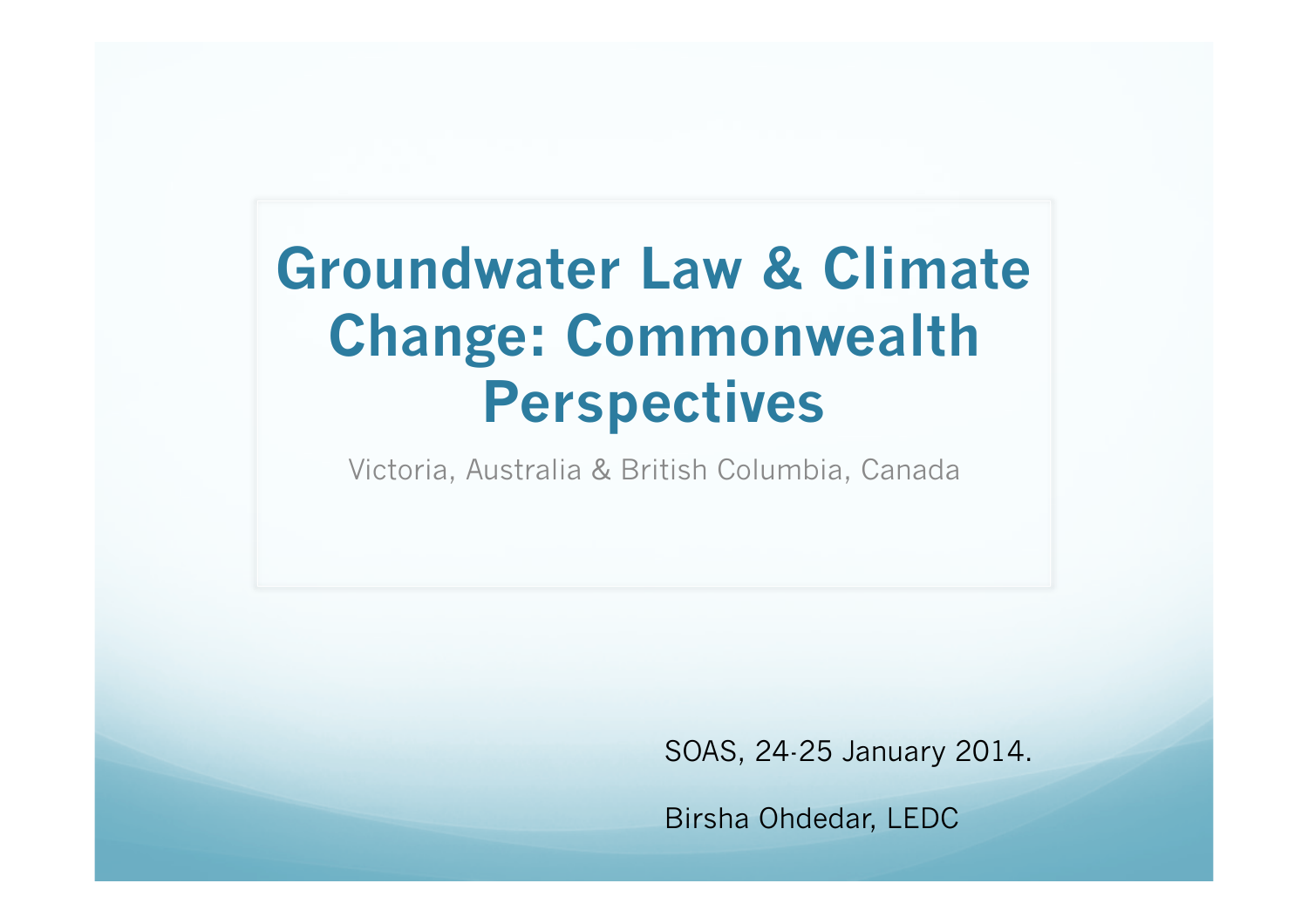# Groundwater Law & Climate Change: Commonwealth Perspectives

Victoria, Australia & British Columbia, Canada

SOAS, 24-25 January 2014.

Birsha Ohdedar, LEDC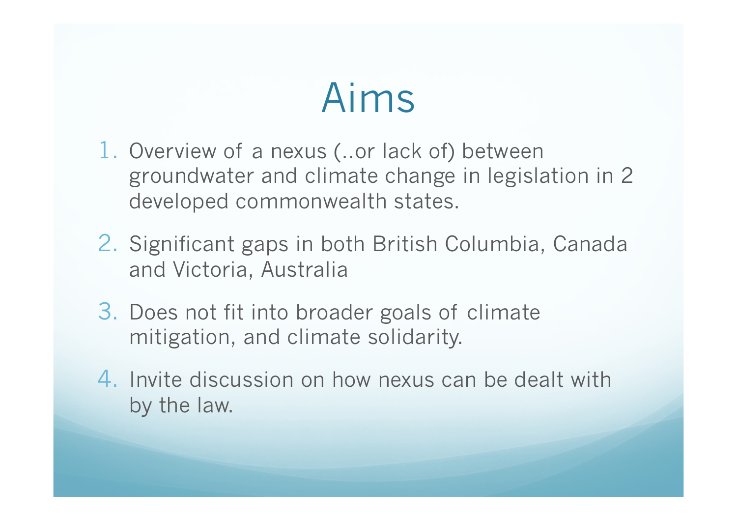# Aims

1. Overview of a nexus (..or lack of) between groundwater and climate change in legislation in 2 developed commonwealth states.
2. Significant gaps in both British Columbia, Canada and Victoria, Australia
3. Does not fit into broader goals of climate mitigation, and climate solidarity.
4. Invite discussion on how nexus can be dealt with by the law.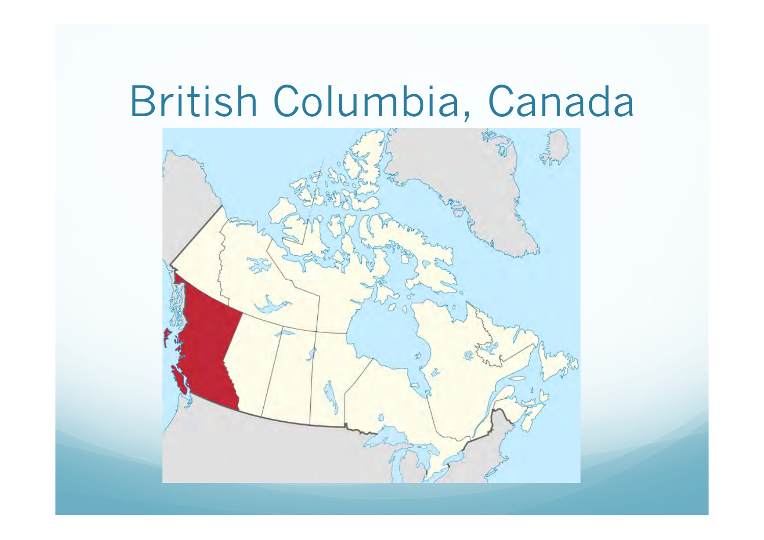# British Columbia, Canada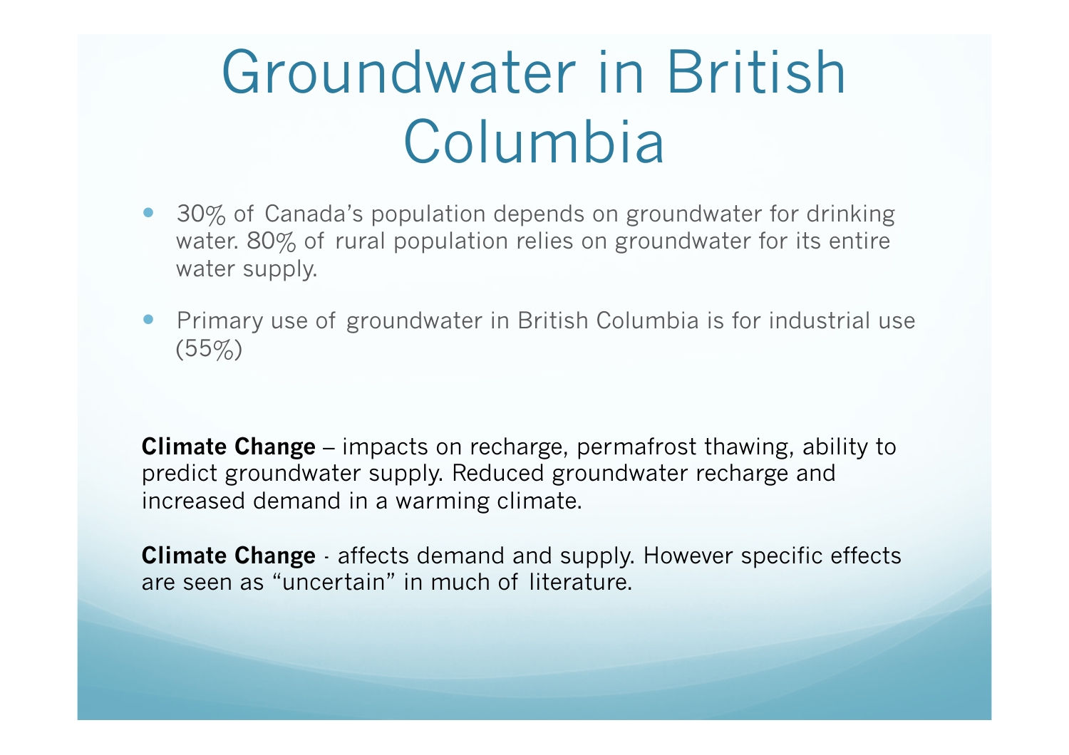# Groundwater in British Columbia

- 30% of Canada's population depends on groundwater for drinking water. 80% of rural population relies on groundwater for its entire water supply.
- Primary use of groundwater in British Columbia is for industrial use (55%)

**Climate Change** – impacts on recharge, permafrost thawing, ability to predict groundwater supply. Reduced groundwater recharge and increased demand in a warming climate.

**Climate Change** - affects demand and supply. However specific effects are seen as "uncertain" in much of literature.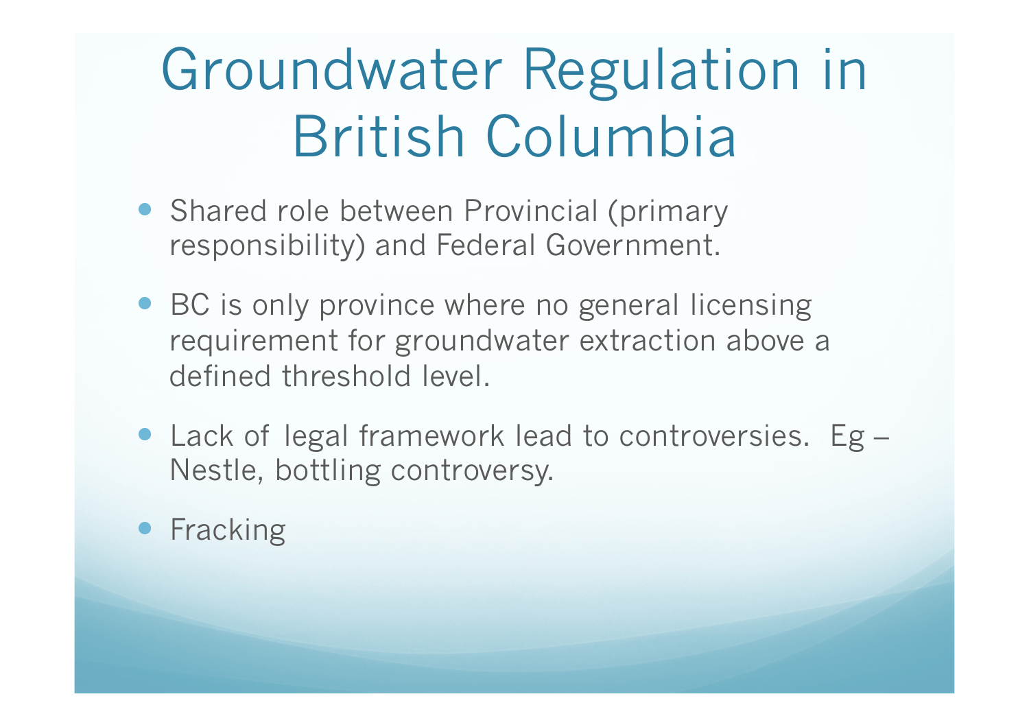# Groundwater Regulation in British Columbia

- Shared role between Provincial (primary responsibility) and Federal Government.
- BC is only province where no general licensing requirement for groundwater extraction above a defined threshold level.
- Lack of legal framework lead to controversies. Eg – Nestle, bottling controversy.
- Fracking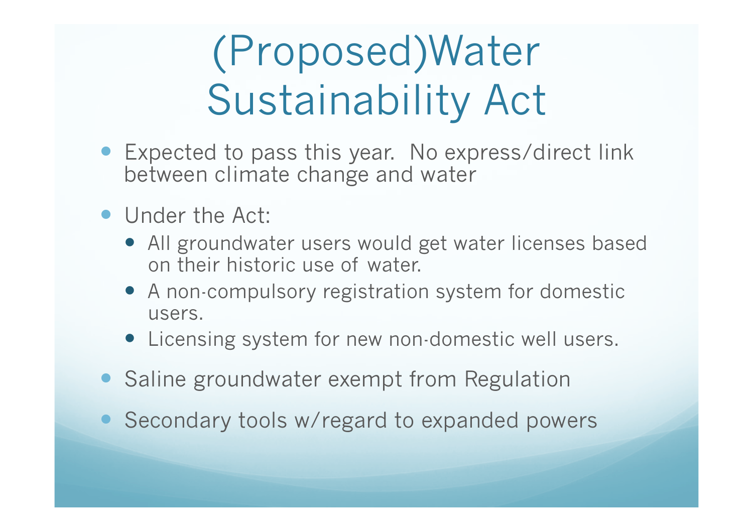# (Proposed)Water Sustainability Act

- Expected to pass this year. No express/direct link between climate change and water
- Under the Act:
  - All groundwater users would get water licenses based on their historic use of water.
  - A non-compulsory registration system for domestic users.
  - Licensing system for new non-domestic well users.
- Saline groundwater exempt from Regulation
- Secondary tools w/regard to expanded powers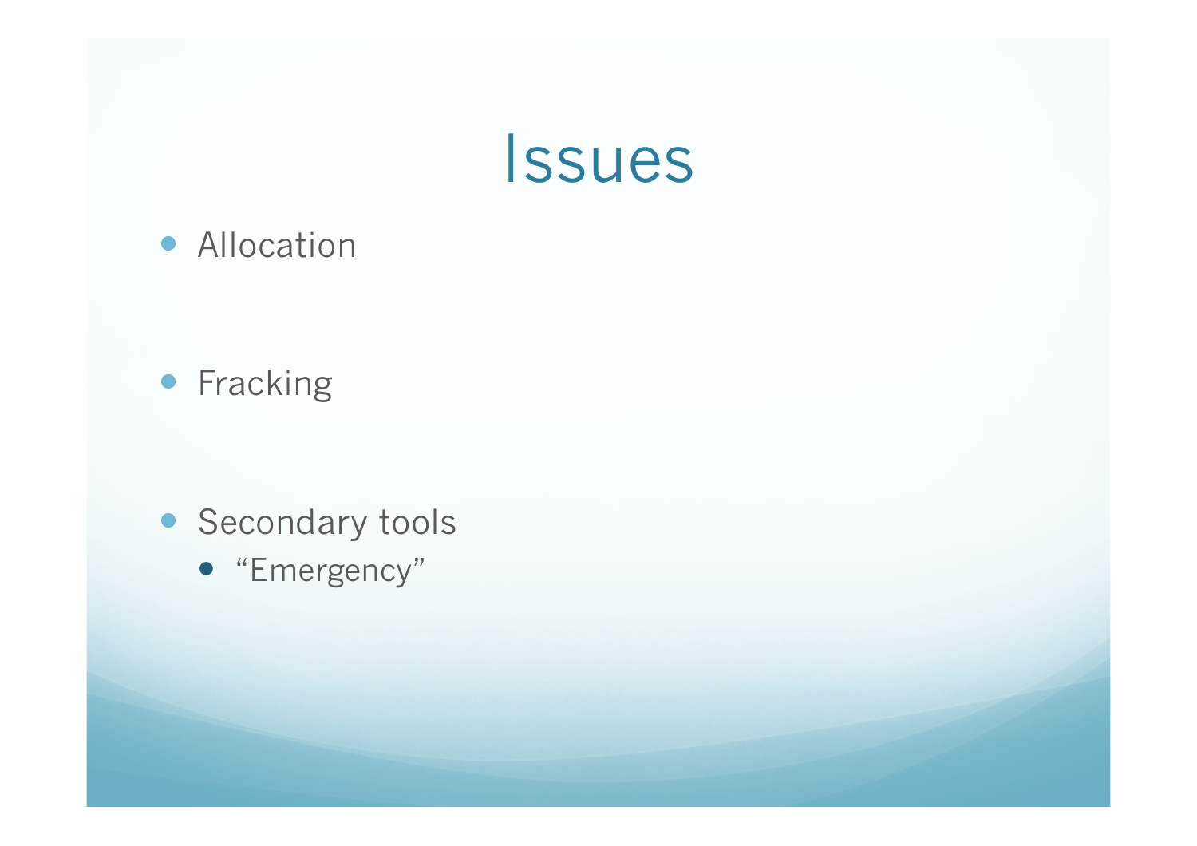# Issues

- Allocation
- Fracking
- Secondary tools
  - “Emergency”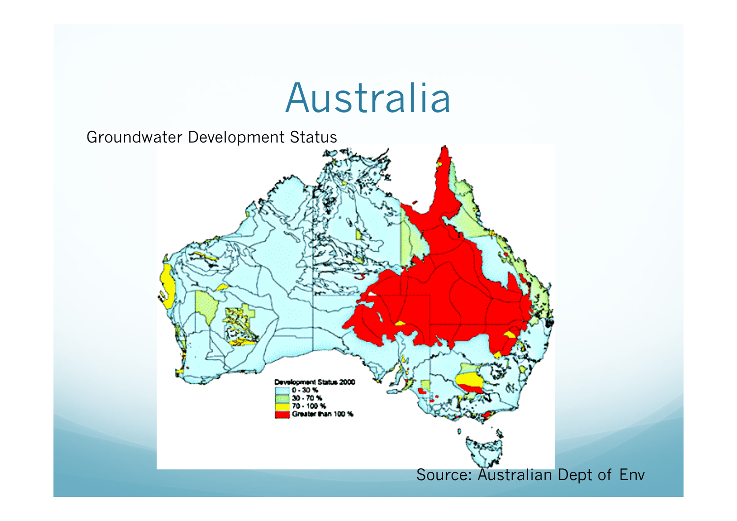# Australia

Groundwater Development Status

Development Status 2000
- 0 - 30 %
- 30 - 70 %
- 70 - 100 %
- Greater than 100 %

Source: Australian Dept of Env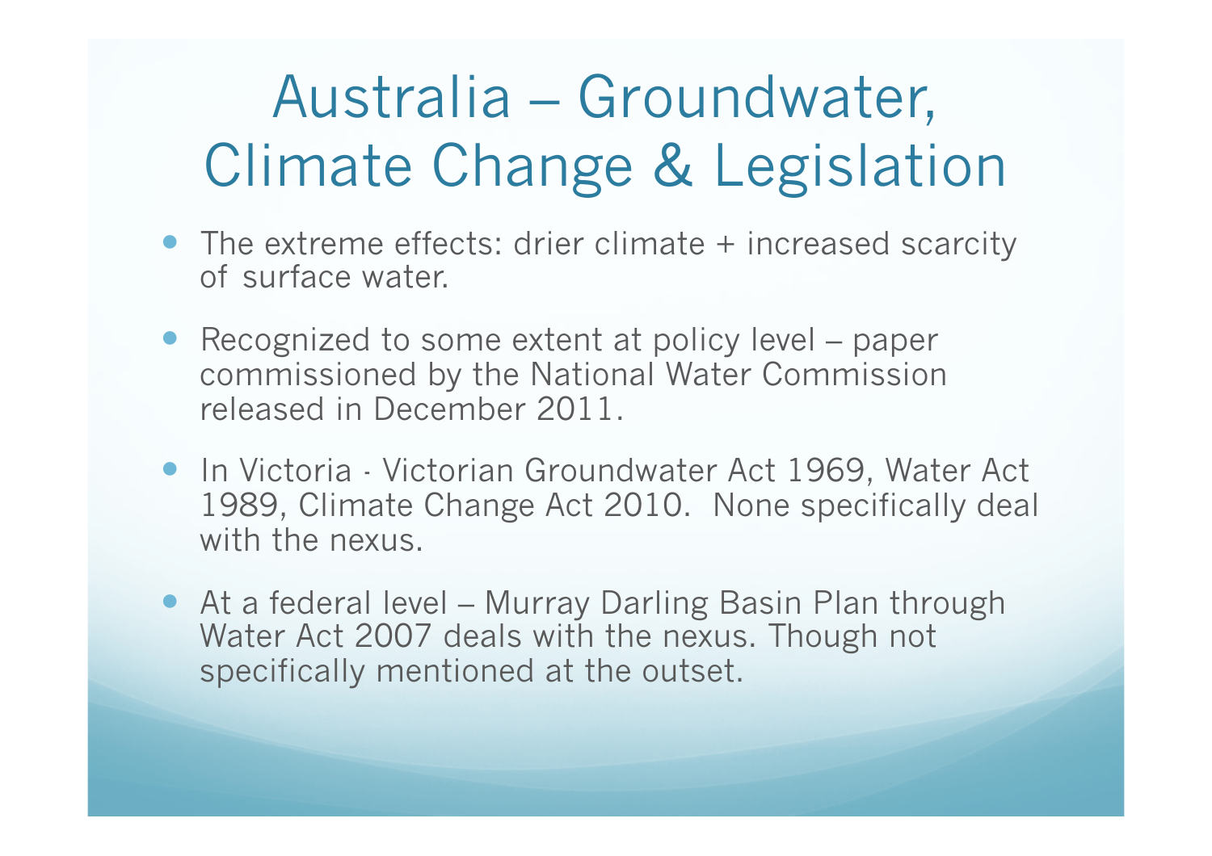# Australia – Groundwater, Climate Change & Legislation

- The extreme effects: drier climate + increased scarcity of surface water.
- Recognized to some extent at policy level – paper commissioned by the National Water Commission released in December 2011.
- In Victoria - Victorian Groundwater Act 1969, Water Act 1989, Climate Change Act 2010. None specifically deal with the nexus.
- At a federal level – Murray Darling Basin Plan through Water Act 2007 deals with the nexus. Though not specifically mentioned at the outset.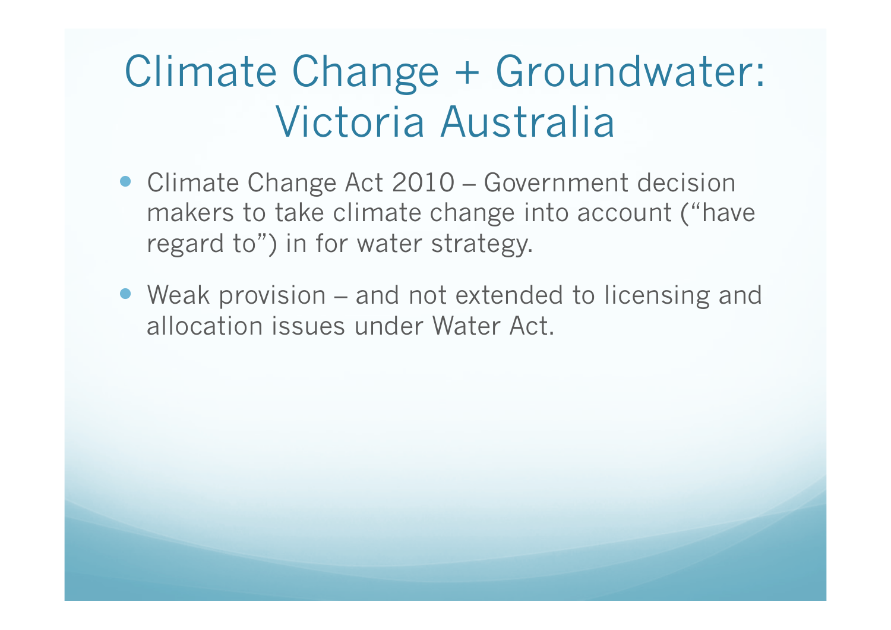# Climate Change + Groundwater: Victoria Australia

- Climate Change Act 2010 – Government decision makers to take climate change into account ("have regard to") in for water strategy.
- Weak provision – and not extended to licensing and allocation issues under Water Act.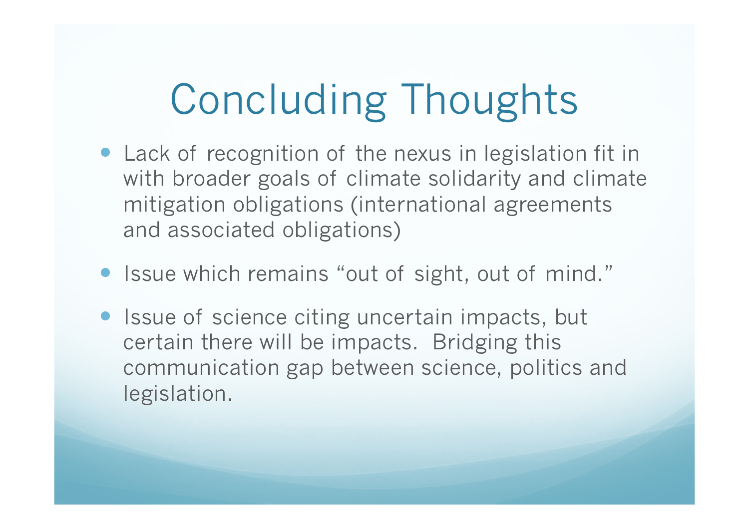# Concluding Thoughts

- Lack of recognition of the nexus in legislation fit in with broader goals of climate solidarity and climate mitigation obligations (international agreements and associated obligations)
- Issue which remains "out of sight, out of mind."
- Issue of science citing uncertain impacts, but certain there will be impacts. Bridging this communication gap between science, politics and legislation.